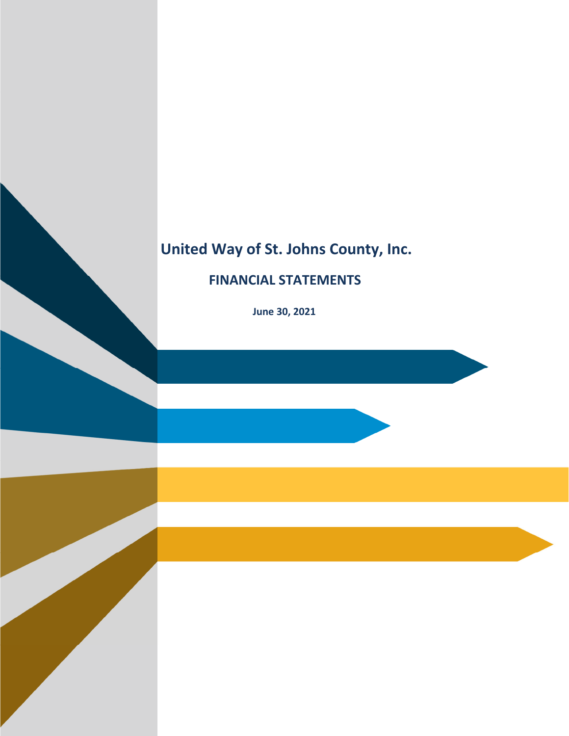# United Way of St. Johns County, Inc.

## FINANCIAL STATEMENTS

**June 30, 2021**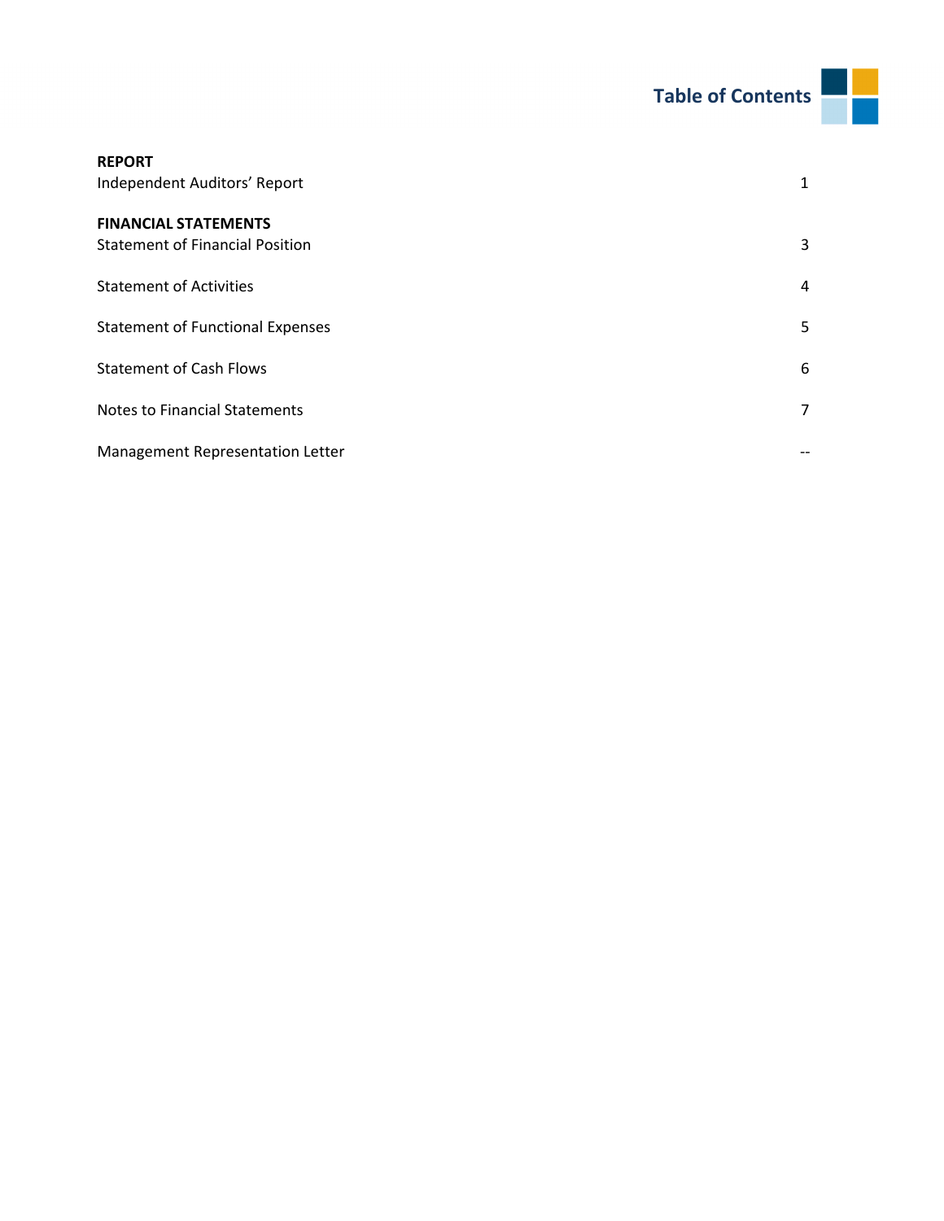# Table of Contents

| | |
|---|---|
| **REPORT** | |
| Independent Auditors' Report | 1 |
| **FINANCIAL STATEMENTS** | |
| Statement of Financial Position | 3 |
| Statement of Activities | 4 |
| Statement of Functional Expenses | 5 |
| Statement of Cash Flows | 6 |
| Notes to Financial Statements | 7 |
| Management Representation Letter | -- |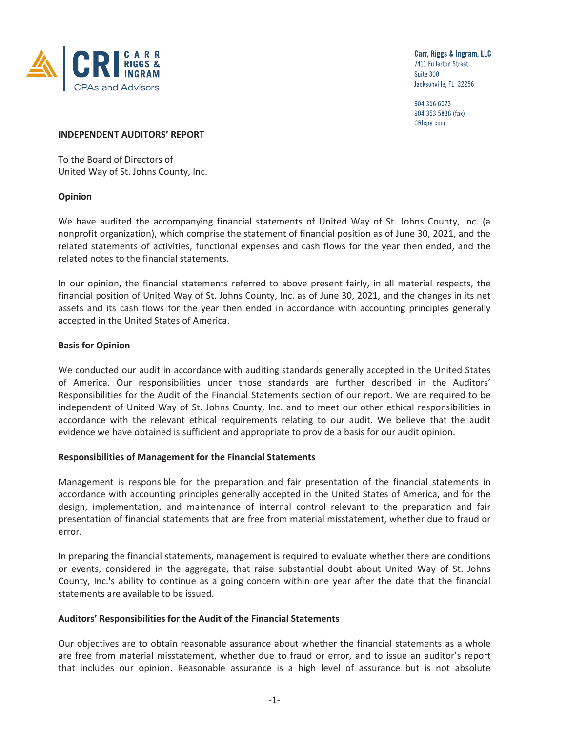Carr, Riggs & Ingram, LLC
7411 Fullerton Street
Suite 300
Jacksonville, FL 32256

904.356.6023
904.353.5836 (fax)
CRIcpa.com

**INDEPENDENT AUDITORS' REPORT**

To the Board of Directors of
United Way of St. Johns County, Inc.

**Opinion**

We have audited the accompanying financial statements of United Way of St. Johns County, Inc. (a nonprofit organization), which comprise the statement of financial position as of June 30, 2021, and the related statements of activities, functional expenses and cash flows for the year then ended, and the related notes to the financial statements.

In our opinion, the financial statements referred to above present fairly, in all material respects, the financial position of United Way of St. Johns County, Inc. as of June 30, 2021, and the changes in its net assets and its cash flows for the year then ended in accordance with accounting principles generally accepted in the United States of America.

**Basis for Opinion**

We conducted our audit in accordance with auditing standards generally accepted in the United States of America. Our responsibilities under those standards are further described in the Auditors' Responsibilities for the Audit of the Financial Statements section of our report. We are required to be independent of United Way of St. Johns County, Inc. and to meet our other ethical responsibilities in accordance with the relevant ethical requirements relating to our audit. We believe that the audit evidence we have obtained is sufficient and appropriate to provide a basis for our audit opinion.

**Responsibilities of Management for the Financial Statements**

Management is responsible for the preparation and fair presentation of the financial statements in accordance with accounting principles generally accepted in the United States of America, and for the design, implementation, and maintenance of internal control relevant to the preparation and fair presentation of financial statements that are free from material misstatement, whether due to fraud or error.

In preparing the financial statements, management is required to evaluate whether there are conditions or events, considered in the aggregate, that raise substantial doubt about United Way of St. Johns County, Inc.'s ability to continue as a going concern within one year after the date that the financial statements are available to be issued.

**Auditors' Responsibilities for the Audit of the Financial Statements**

Our objectives are to obtain reasonable assurance about whether the financial statements as a whole are free from material misstatement, whether due to fraud or error, and to issue an auditor's report that includes our opinion. Reasonable assurance is a high level of assurance but is not absolute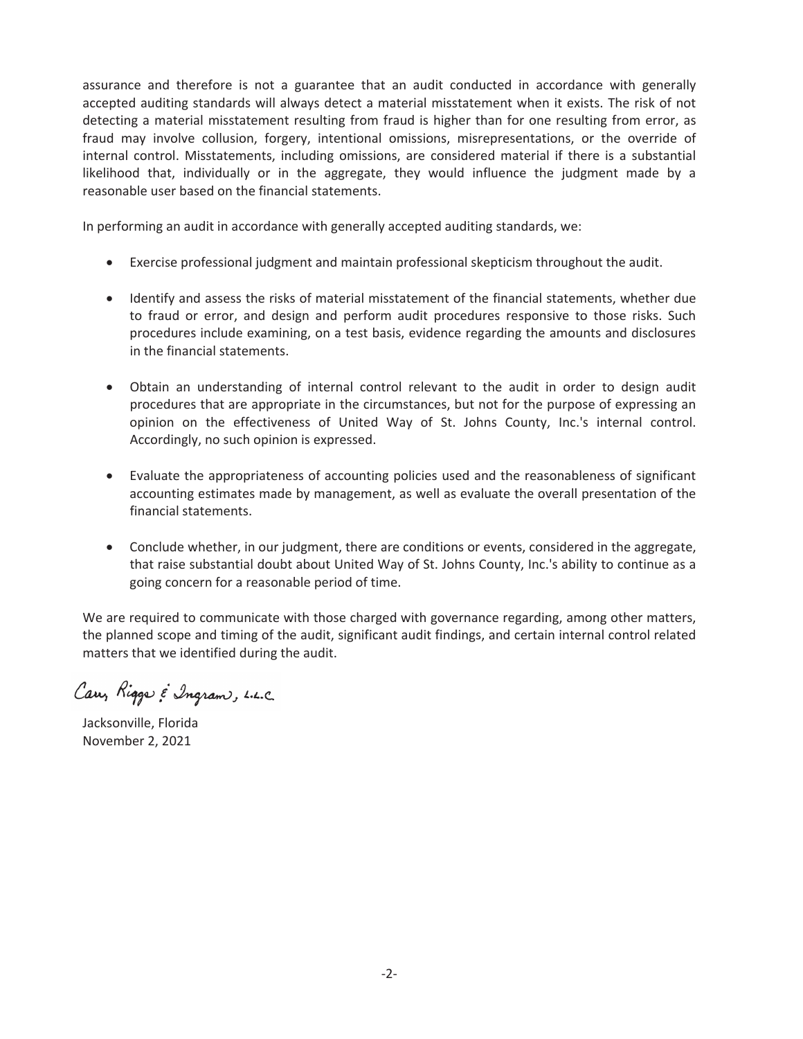assurance and therefore is not a guarantee that an audit conducted in accordance with generally accepted auditing standards will always detect a material misstatement when it exists. The risk of not detecting a material misstatement resulting from fraud is higher than for one resulting from error, as fraud may involve collusion, forgery, intentional omissions, misrepresentations, or the override of internal control. Misstatements, including omissions, are considered material if there is a substantial likelihood that, individually or in the aggregate, they would influence the judgment made by a reasonable user based on the financial statements.

In performing an audit in accordance with generally accepted auditing standards, we:

- Exercise professional judgment and maintain professional skepticism throughout the audit.

- Identify and assess the risks of material misstatement of the financial statements, whether due to fraud or error, and design and perform audit procedures responsive to those risks. Such procedures include examining, on a test basis, evidence regarding the amounts and disclosures in the financial statements.

- Obtain an understanding of internal control relevant to the audit in order to design audit procedures that are appropriate in the circumstances, but not for the purpose of expressing an opinion on the effectiveness of United Way of St. Johns County, Inc.'s internal control. Accordingly, no such opinion is expressed.

- Evaluate the appropriateness of accounting policies used and the reasonableness of significant accounting estimates made by management, as well as evaluate the overall presentation of the financial statements.

- Conclude whether, in our judgment, there are conditions or events, considered in the aggregate, that raise substantial doubt about United Way of St. Johns County, Inc.'s ability to continue as a going concern for a reasonable period of time.

We are required to communicate with those charged with governance regarding, among other matters, the planned scope and timing of the audit, significant audit findings, and certain internal control related matters that we identified during the audit.

Carr, Riggs & Ingram, L.L.C.

Jacksonville, Florida
November 2, 2021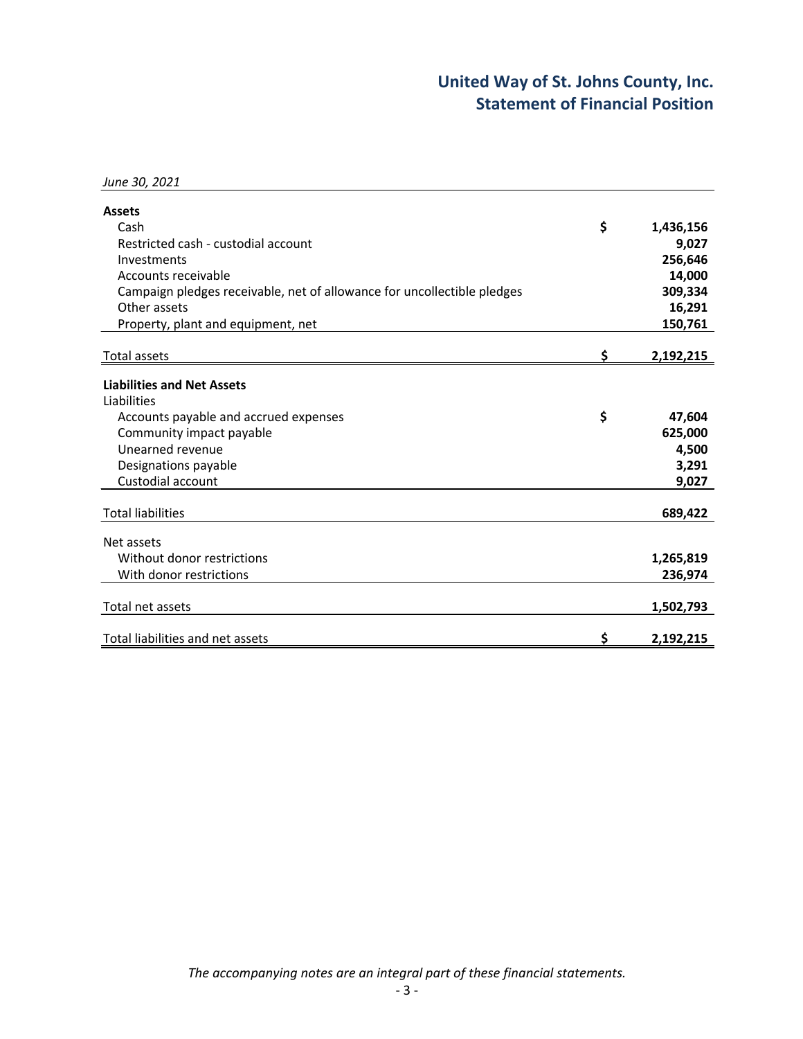# United Way of St. Johns County, Inc.
## Statement of Financial Position

*June 30, 2021*

| | | |
|---|---|---|
| **Assets** | | |
| Cash | $ | 1,436,156 |
| Restricted cash - custodial account | | 9,027 |
| Investments | | 256,646 |
| Accounts receivable | | 14,000 |
| Campaign pledges receivable, net of allowance for uncollectible pledges | | 309,334 |
| Other assets | | 16,291 |
| Property, plant and equipment, net | | 150,761 |
| Total assets | $ | 2,192,215 |
| **Liabilities and Net Assets** | | |
| Liabilities | | |
| Accounts payable and accrued expenses | $ | 47,604 |
| Community impact payable | | 625,000 |
| Unearned revenue | | 4,500 |
| Designations payable | | 3,291 |
| Custodial account | | 9,027 |
| Total liabilities | | 689,422 |
| Net assets | | |
| Without donor restrictions | | 1,265,819 |
| With donor restrictions | | 236,974 |
| Total net assets | | 1,502,793 |
| Total liabilities and net assets | $ | 2,192,215 |

*The accompanying notes are an integral part of these financial statements.*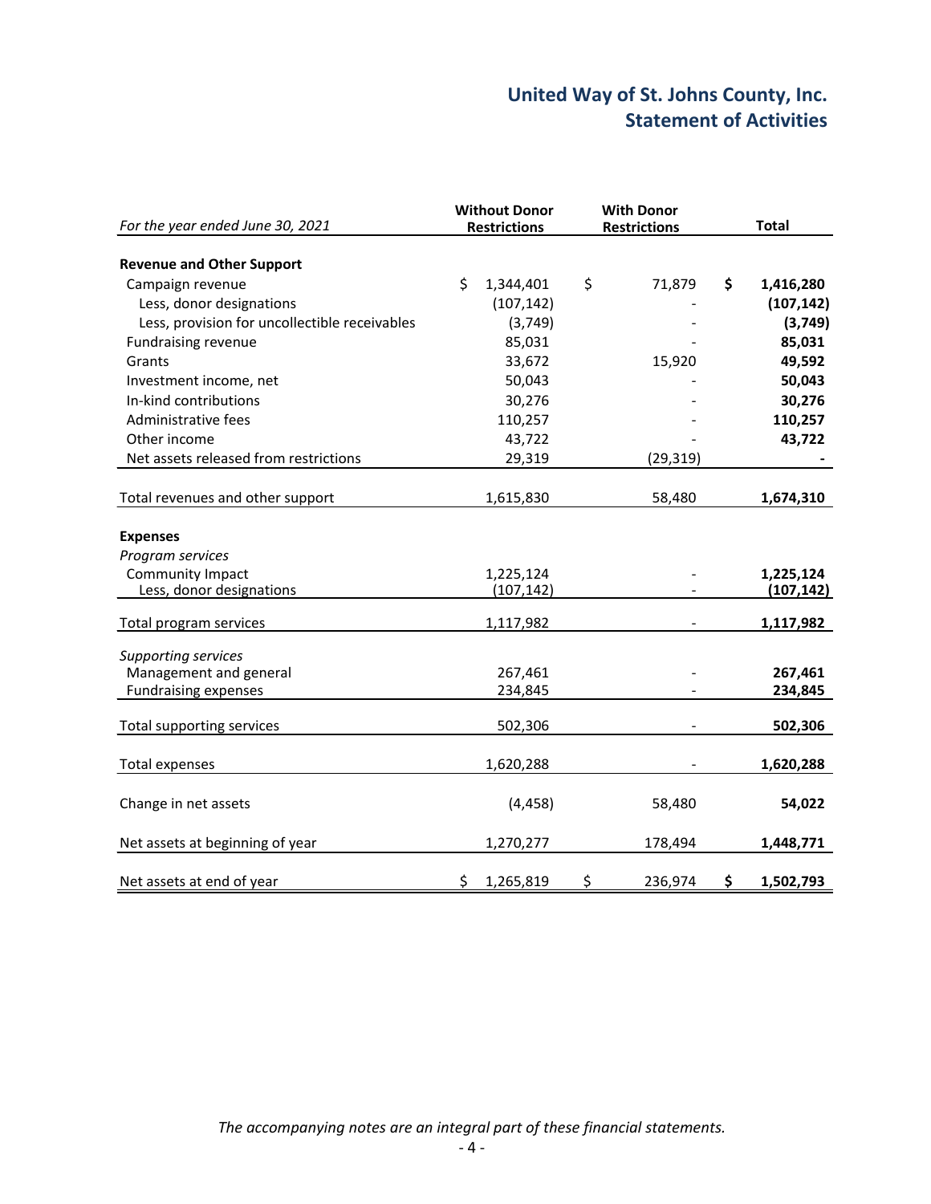# United Way of St. Johns County, Inc.
## Statement of Activities

| *For the year ended June 30, 2021* | Without Donor Restrictions | With Donor Restrictions | Total |
|---|---|---|---|
| **Revenue and Other Support** | | | |
| Campaign revenue | $ 1,344,401 | $ 71,879 | **$ 1,416,280** |
| Less, donor designations | (107,142) | - | **(107,142)** |
| Less, provision for uncollectible receivables | (3,749) | - | **(3,749)** |
| Fundraising revenue | 85,031 | - | **85,031** |
| Grants | 33,672 | 15,920 | **49,592** |
| Investment income, net | 50,043 | - | **50,043** |
| In-kind contributions | 30,276 | - | **30,276** |
| Administrative fees | 110,257 | - | **110,257** |
| Other income | 43,722 | - | **43,722** |
| Net assets released from restrictions | 29,319 | (29,319) | **-** |
| Total revenues and other support | 1,615,830 | 58,480 | **1,674,310** |
| **Expenses** | | | |
| *Program services* | | | |
| Community Impact | 1,225,124 | - | **1,225,124** |
| Less, donor designations | (107,142) | - | **(107,142)** |
| Total program services | 1,117,982 | - | **1,117,982** |
| *Supporting services* | | | |
| Management and general | 267,461 | - | **267,461** |
| Fundraising expenses | 234,845 | - | **234,845** |
| Total supporting services | 502,306 | - | **502,306** |
| Total expenses | 1,620,288 | - | **1,620,288** |
| Change in net assets | (4,458) | 58,480 | **54,022** |
| Net assets at beginning of year | 1,270,277 | 178,494 | **1,448,771** |
| Net assets at end of year | $ 1,265,819 | $ 236,974 | **$ 1,502,793** |

*The accompanying notes are an integral part of these financial statements.*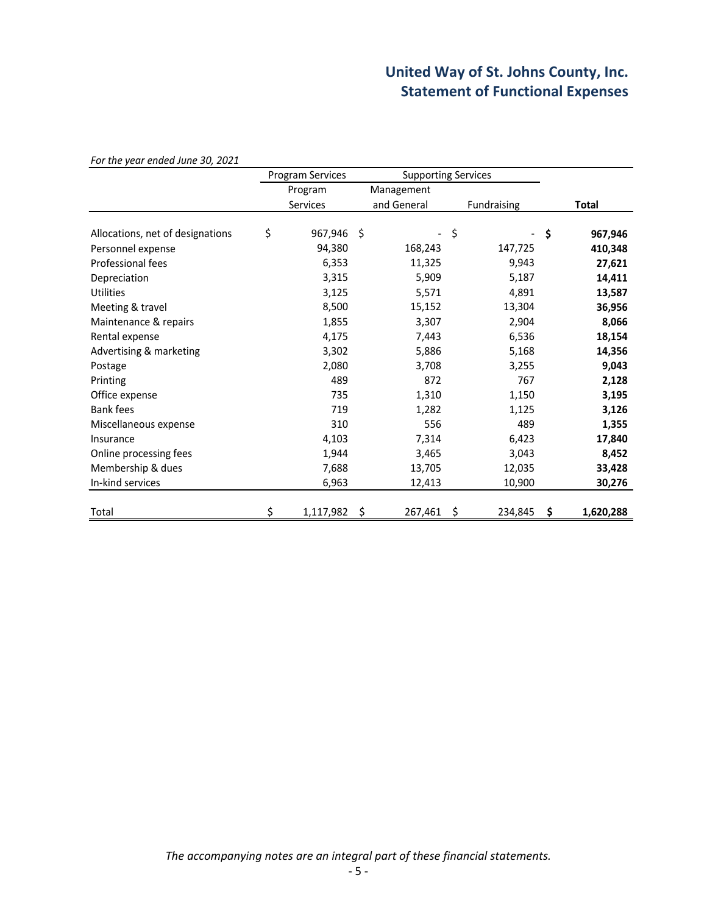# United Way of St. Johns County, Inc.
## Statement of Functional Expenses

*For the year ended June 30, 2021*

| | Program Services | Supporting Services | | |
|---|---|---|---|---|
| | Program Services | Management and General | Fundraising | **Total** |
| Allocations, net of designations | $ 967,946 | $ - | $ - | **$ 967,946** |
| Personnel expense | 94,380 | 168,243 | 147,725 | **410,348** |
| Professional fees | 6,353 | 11,325 | 9,943 | **27,621** |
| Depreciation | 3,315 | 5,909 | 5,187 | **14,411** |
| Utilities | 3,125 | 5,571 | 4,891 | **13,587** |
| Meeting & travel | 8,500 | 15,152 | 13,304 | **36,956** |
| Maintenance & repairs | 1,855 | 3,307 | 2,904 | **8,066** |
| Rental expense | 4,175 | 7,443 | 6,536 | **18,154** |
| Advertising & marketing | 3,302 | 5,886 | 5,168 | **14,356** |
| Postage | 2,080 | 3,708 | 3,255 | **9,043** |
| Printing | 489 | 872 | 767 | **2,128** |
| Office expense | 735 | 1,310 | 1,150 | **3,195** |
| Bank fees | 719 | 1,282 | 1,125 | **3,126** |
| Miscellaneous expense | 310 | 556 | 489 | **1,355** |
| Insurance | 4,103 | 7,314 | 6,423 | **17,840** |
| Online processing fees | 1,944 | 3,465 | 3,043 | **8,452** |
| Membership & dues | 7,688 | 13,705 | 12,035 | **33,428** |
| In-kind services | 6,963 | 12,413 | 10,900 | **30,276** |
| Total | $ 1,117,982 | $ 267,461 | $ 234,845 | **$ 1,620,288** |

*The accompanying notes are an integral part of these financial statements.*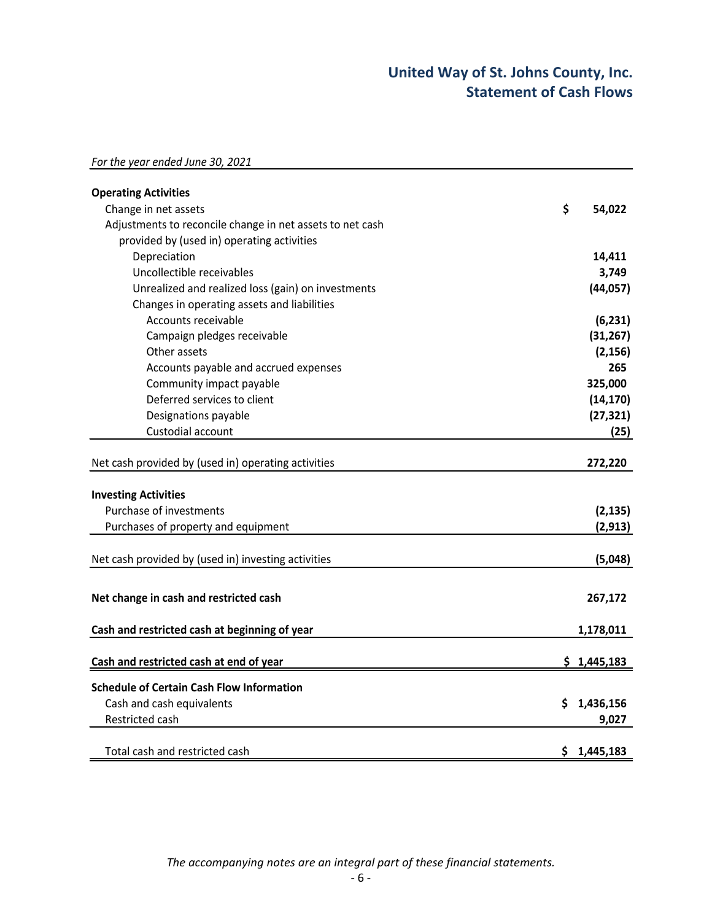# UnitedWay of St. Johns County, Inc.
## Statement of Cash Flows

*For the year ended June 30, 2021*

| | |
|---|---|
| **Operating Activities** | |
| Change in net assets | $ 54,022 |
| Adjustments to reconcile change in net assets to net cash provided by (used in) operating activities | |
| Depreciation | 14,411 |
| Uncollectible receivables | 3,749 |
| Unrealized and realized loss (gain) on investments | (44,057) |
| Changes in operating assets and liabilities | |
| Accounts receivable | (6,231) |
| Campaign pledges receivable | (31,267) |
| Other assets | (2,156) |
| Accounts payable and accrued expenses | 265 |
| Community impact payable | 325,000 |
| Deferred services to client | (14,170) |
| Designations payable | (27,321) |
| Custodial account | (25) |
| Net cash provided by (used in) operating activities | 272,220 |
| **Investing Activities** | |
| Purchase of investments | (2,135) |
| Purchases of property and equipment | (2,913) |
| Net cash provided by (used in) investing activities | (5,048) |
| **Net change in cash and restricted cash** | 267,172 |
| **Cash and restricted cash at beginning of year** | 1,178,011 |
| **Cash and restricted cash at end of year** | $ 1,445,183 |
| **Schedule of Certain Cash Flow Information** | |
| Cash and cash equivalents | $ 1,436,156 |
| Restricted cash | 9,027 |
| Total cash and restricted cash | $ 1,445,183 |

*The accompanying notes are an integral part of these financial statements.*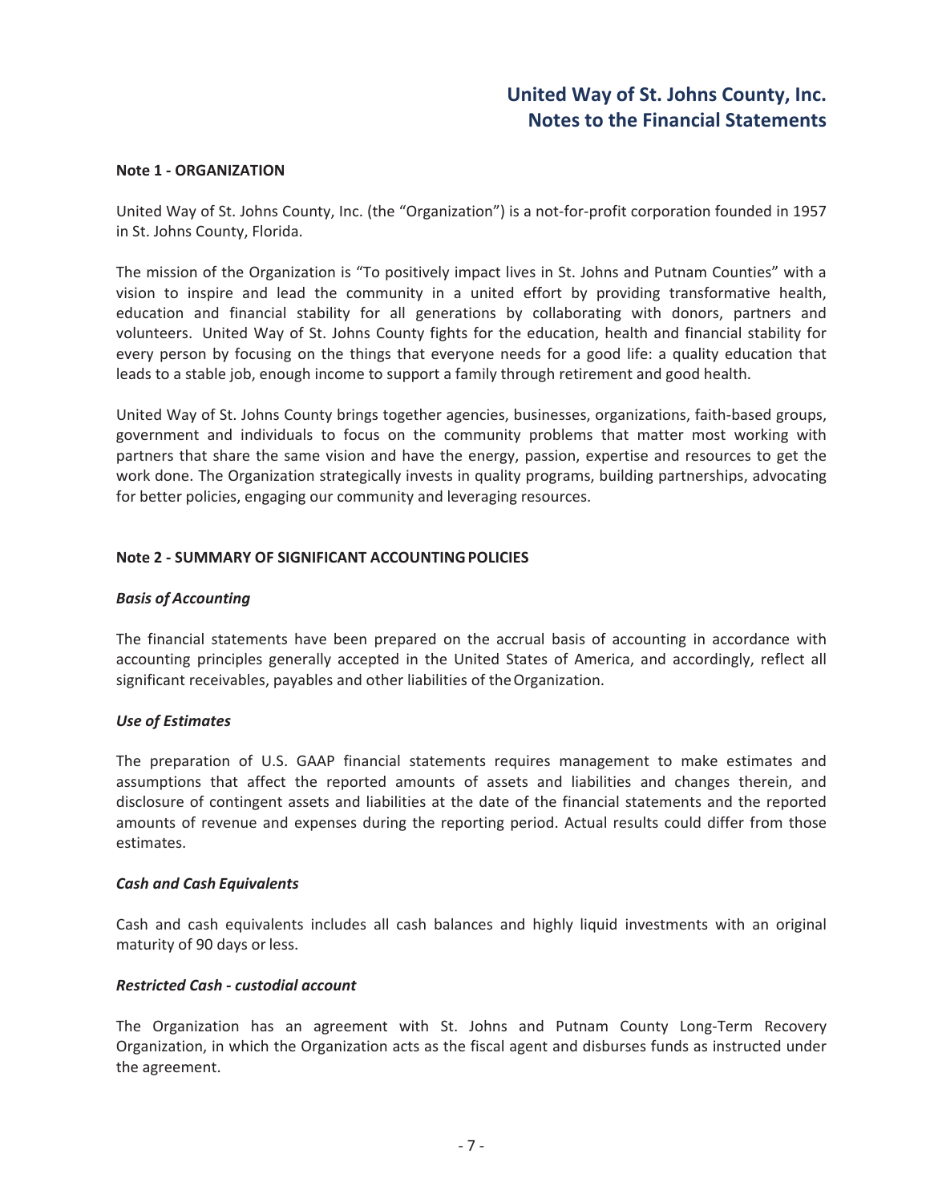# United Way of St. Johns County, Inc.
# Notes to the Financial Statements

**Note 1 - ORGANIZATION**

United Way of St. Johns County, Inc. (the "Organization") is a not-for-profit corporation founded in 1957 in St. Johns County, Florida.

The mission of the Organization is "To positively impact lives in St. Johns and Putnam Counties" with a vision to inspire and lead the community in a united effort by providing transformative health, education and financial stability for all generations by collaborating with donors, partners and volunteers. United Way of St. Johns County fights for the education, health and financial stability for every person by focusing on the things that everyone needs for a good life: a quality education that leads to a stable job, enough income to support a family through retirement and good health.

United Way of St. Johns County brings together agencies, businesses, organizations, faith-based groups, government and individuals to focus on the community problems that matter most working with partners that share the same vision and have the energy, passion, expertise and resources to get the work done. The Organization strategically invests in quality programs, building partnerships, advocating for better policies, engaging our community and leveraging resources.

**Note 2 - SUMMARY OF SIGNIFICANT ACCOUNTING POLICIES**

***Basis of Accounting***

The financial statements have been prepared on the accrual basis of accounting in accordance with accounting principles generally accepted in the United States of America, and accordingly, reflect all significant receivables, payables and other liabilities of the Organization.

***Use of Estimates***

The preparation of U.S. GAAP financial statements requires management to make estimates and assumptions that affect the reported amounts of assets and liabilities and changes therein, and disclosure of contingent assets and liabilities at the date of the financial statements and the reported amounts of revenue and expenses during the reporting period. Actual results could differ from those estimates.

***Cash and Cash Equivalents***

Cash and cash equivalents includes all cash balances and highly liquid investments with an original maturity of 90 days or less.

***Restricted Cash - custodial account***

The Organization has an agreement with St. Johns and Putnam County Long-Term Recovery Organization, in which the Organization acts as the fiscal agent and disburses funds as instructed under the agreement.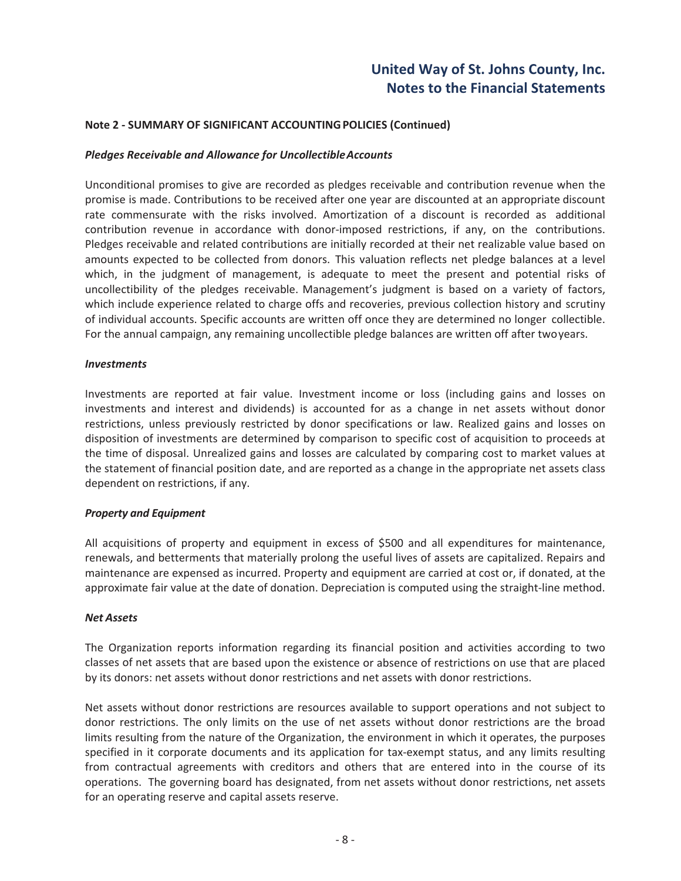**Note 2 - SUMMARY OF SIGNIFICANT ACCOUNTING POLICIES (Continued)**

***Pledges Receivable and Allowance for Uncollectible Accounts***

Unconditional promises to give are recorded as pledges receivable and contribution revenue when the promise is made. Contributions to be received after one year are discounted at an appropriate discount rate commensurate with the risks involved. Amortization of a discount is recorded as additional contribution revenue in accordance with donor-imposed restrictions, if any, on the contributions. Pledges receivable and related contributions are initially recorded at their net realizable value based on amounts expected to be collected from donors. This valuation reflects net pledge balances at a level which, in the judgment of management, is adequate to meet the present and potential risks of uncollectibility of the pledges receivable. Management's judgment is based on a variety of factors, which include experience related to charge offs and recoveries, previous collection history and scrutiny of individual accounts. Specific accounts are written off once they are determined no longer collectible. For the annual campaign, any remaining uncollectible pledge balances are written off after two years.

***Investments***

Investments are reported at fair value. Investment income or loss (including gains and losses on investments and interest and dividends) is accounted for as a change in net assets without donor restrictions, unless previously restricted by donor specifications or law. Realized gains and losses on disposition of investments are determined by comparison to specific cost of acquisition to proceeds at the time of disposal. Unrealized gains and losses are calculated by comparing cost to market values at the statement of financial position date, and are reported as a change in the appropriate net assets class dependent on restrictions, if any.

***Property and Equipment***

All acquisitions of property and equipment in excess of $500 and all expenditures for maintenance, renewals, and betterments that materially prolong the useful lives of assets are capitalized. Repairs and maintenance are expensed as incurred. Property and equipment are carried at cost or, if donated, at the approximate fair value at the date of donation. Depreciation is computed using the straight-line method.

***Net Assets***

The Organization reports information regarding its financial position and activities according to two classes of net assets that are based upon the existence or absence of restrictions on use that are placed by its donors: net assets without donor restrictions and net assets with donor restrictions.

Net assets without donor restrictions are resources available to support operations and not subject to donor restrictions. The only limits on the use of net assets without donor restrictions are the broad limits resulting from the nature of the Organization, the environment in which it operates, the purposes specified in it corporate documents and its application for tax-exempt status, and any limits resulting from contractual agreements with creditors and others that are entered into in the course of its operations. The governing board has designated, from net assets without donor restrictions, net assets for an operating reserve and capital assets reserve.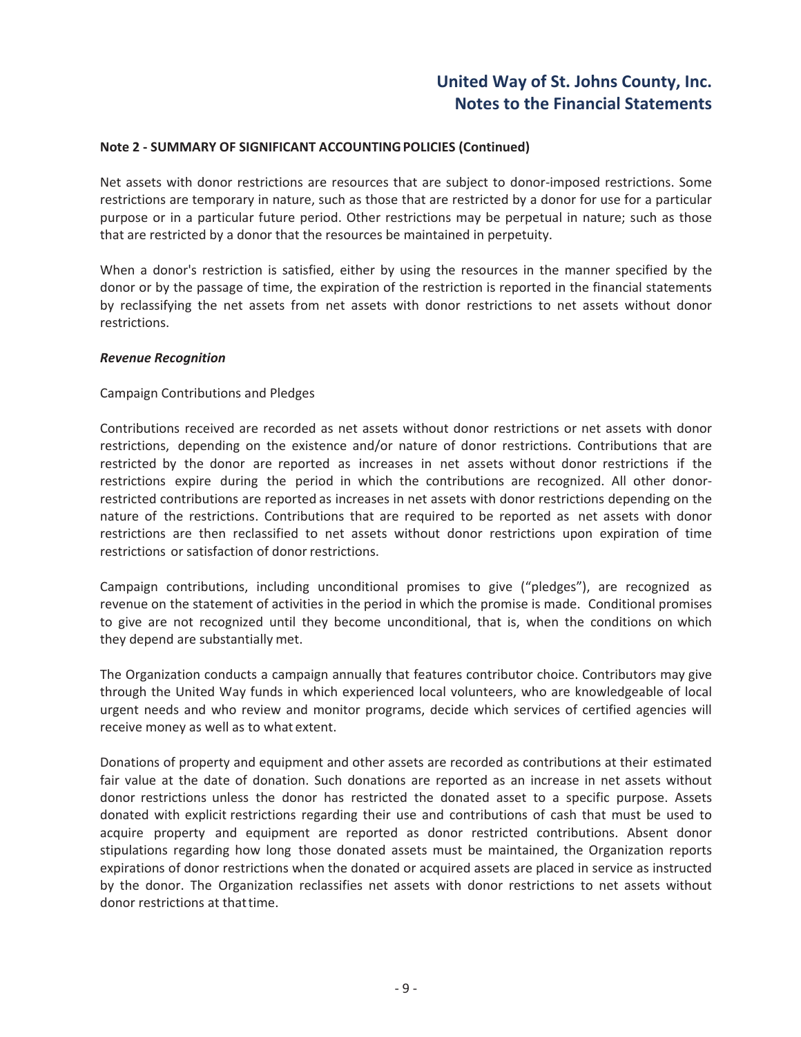**Note 2 - SUMMARY OF SIGNIFICANT ACCOUNTING POLICIES (Continued)**

Net assets with donor restrictions are resources that are subject to donor-imposed restrictions. Some restrictions are temporary in nature, such as those that are restricted by a donor for use for a particular purpose or in a particular future period. Other restrictions may be perpetual in nature; such as those that are restricted by a donor that the resources be maintained in perpetuity.

When a donor's restriction is satisfied, either by using the resources in the manner specified by the donor or by the passage of time, the expiration of the restriction is reported in the financial statements by reclassifying the net assets from net assets with donor restrictions to net assets without donor restrictions.

***Revenue Recognition***

Campaign Contributions and Pledges

Contributions received are recorded as net assets without donor restrictions or net assets with donor restrictions, depending on the existence and/or nature of donor restrictions. Contributions that are restricted by the donor are reported as increases in net assets without donor restrictions if the restrictions expire during the period in which the contributions are recognized. All other donor-restricted contributions are reported as increases in net assets with donor restrictions depending on the nature of the restrictions. Contributions that are required to be reported as net assets with donor restrictions are then reclassified to net assets without donor restrictions upon expiration of time restrictions or satisfaction of donor restrictions.

Campaign contributions, including unconditional promises to give ("pledges"), are recognized as revenue on the statement of activities in the period in which the promise is made. Conditional promises to give are not recognized until they become unconditional, that is, when the conditions on which they depend are substantially met.

The Organization conducts a campaign annually that features contributor choice. Contributors may give through the United Way funds in which experienced local volunteers, who are knowledgeable of local urgent needs and who review and monitor programs, decide which services of certified agencies will receive money as well as to what extent.

Donations of property and equipment and other assets are recorded as contributions at their estimated fair value at the date of donation. Such donations are reported as an increase in net assets without donor restrictions unless the donor has restricted the donated asset to a specific purpose. Assets donated with explicit restrictions regarding their use and contributions of cash that must be used to acquire property and equipment are reported as donor restricted contributions. Absent donor stipulations regarding how long those donated assets must be maintained, the Organization reports expirations of donor restrictions when the donated or acquired assets are placed in service as instructed by the donor. The Organization reclassifies net assets with donor restrictions to net assets without donor restrictions at that time.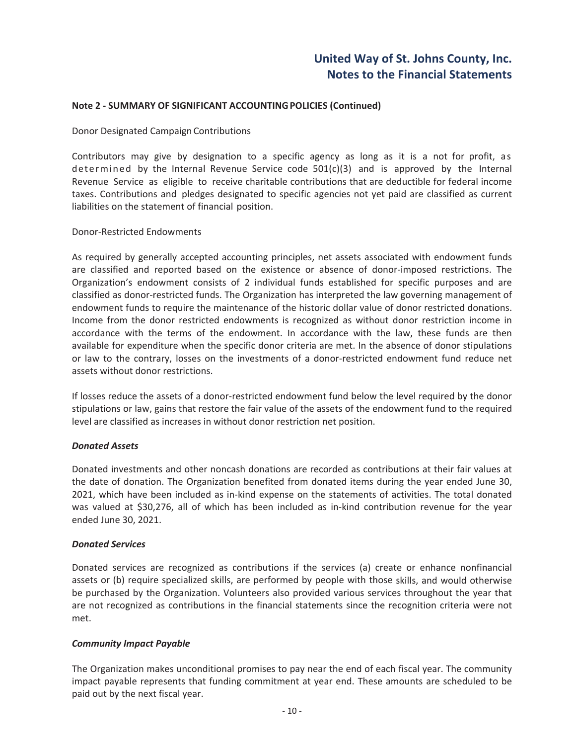#### Note 2 - SUMMARY OF SIGNIFICANT ACCOUNTING POLICIES (Continued)

Donor Designated Campaign Contributions

Contributors may give by designation to a specific agency as long as it is a not for profit, as determined by the Internal Revenue Service code 501(c)(3) and is approved by the Internal Revenue Service as eligible to receive charitable contributions that are deductible for federal income taxes. Contributions and pledges designated to specific agencies not yet paid are classified as current liabilities on the statement of financial position.

Donor-Restricted Endowments

As required by generally accepted accounting principles, net assets associated with endowment funds are classified and reported based on the existence or absence of donor-imposed restrictions. The Organization's endowment consists of 2 individual funds established for specific purposes and are classified as donor-restricted funds. The Organization has interpreted the law governing management of endowment funds to require the maintenance of the historic dollar value of donor restricted donations. Income from the donor restricted endowments is recognized as without donor restriction income in accordance with the terms of the endowment. In accordance with the law, these funds are then available for expenditure when the specific donor criteria are met. In the absence of donor stipulations or law to the contrary, losses on the investments of a donor-restricted endowment fund reduce net assets without donor restrictions.

If losses reduce the assets of a donor-restricted endowment fund below the level required by the donor stipulations or law, gains that restore the fair value of the assets of the endowment fund to the required level are classified as increases in without donor restriction net position.

***Donated Assets***

Donated investments and other noncash donations are recorded as contributions at their fair values at the date of donation. The Organization benefited from donated items during the year ended June 30, 2021, which have been included as in-kind expense on the statements of activities. The total donated was valued at $30,276, all of which has been included as in-kind contribution revenue for the year ended June 30, 2021.

***Donated Services***

Donated services are recognized as contributions if the services (a) create or enhance nonfinancial assets or (b) require specialized skills, are performed by people with those skills, and would otherwise be purchased by the Organization. Volunteers also provided various services throughout the year that are not recognized as contributions in the financial statements since the recognition criteria were not met.

***Community Impact Payable***

The Organization makes unconditional promises to pay near the end of each fiscal year. The community impact payable represents that funding commitment at year end. These amounts are scheduled to be paid out by the next fiscal year.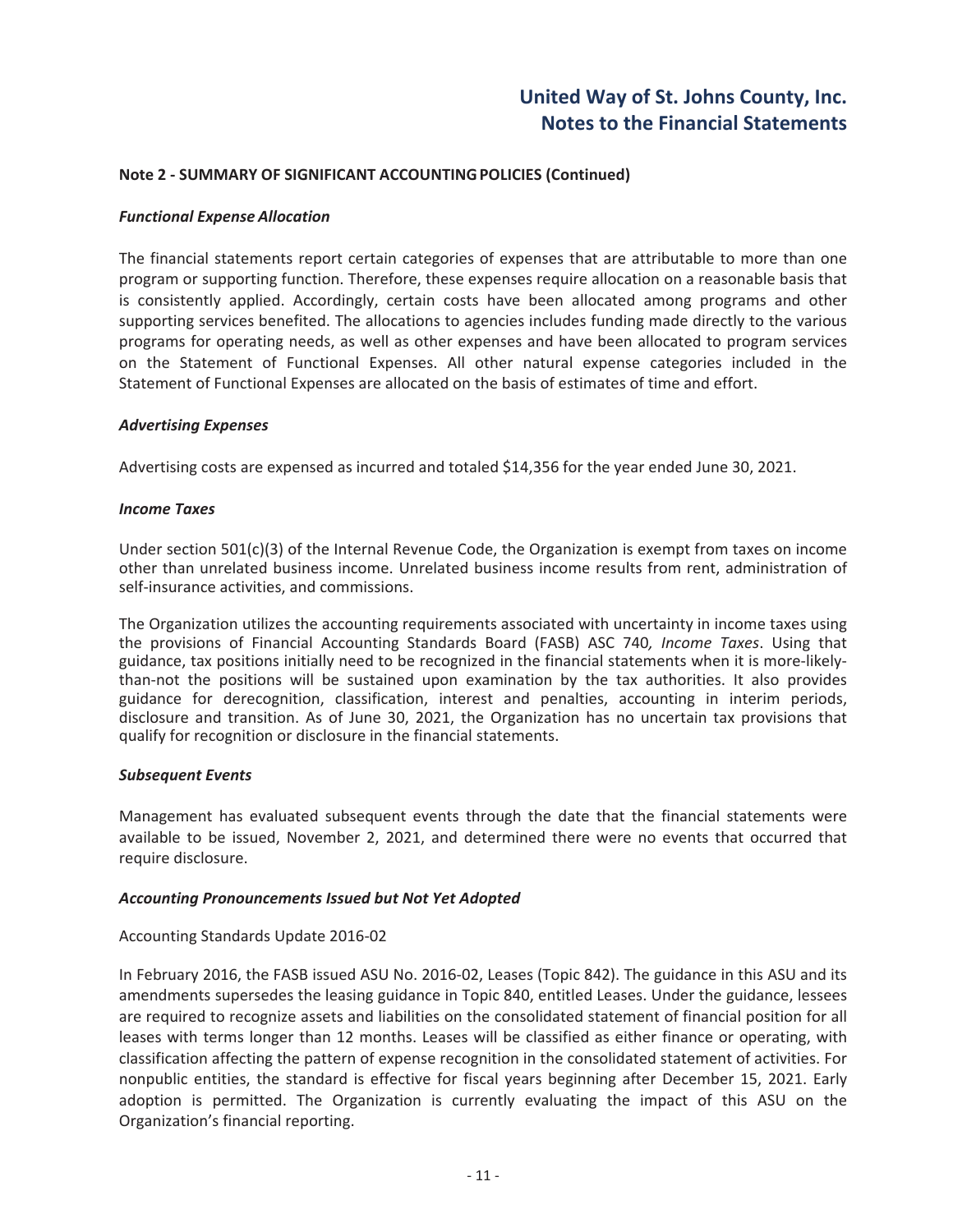## Note 2 - SUMMARY OF SIGNIFICANT ACCOUNTING POLICIES (Continued)

### *Functional Expense Allocation*

The financial statements report certain categories of expenses that are attributable to more than one program or supporting function. Therefore, these expenses require allocation on a reasonable basis that is consistently applied. Accordingly, certain costs have been allocated among programs and other supporting services benefited. The allocations to agencies includes funding made directly to the various programs for operating needs, as well as other expenses and have been allocated to program services on the Statement of Functional Expenses. All other natural expense categories included in the Statement of Functional Expenses are allocated on the basis of estimates of time and effort.

### *Advertising Expenses*

Advertising costs are expensed as incurred and totaled $14,356 for the year ended June 30, 2021.

### *Income Taxes*

Under section 501(c)(3) of the Internal Revenue Code, the Organization is exempt from taxes on income other than unrelated business income. Unrelated business income results from rent, administration of self-insurance activities, and commissions.

The Organization utilizes the accounting requirements associated with uncertainty in income taxes using the provisions of Financial Accounting Standards Board (FASB) ASC 740*, Income Taxes*. Using that guidance, tax positions initially need to be recognized in the financial statements when it is more-likely-than-not the positions will be sustained upon examination by the tax authorities. It also provides guidance for derecognition, classification, interest and penalties, accounting in interim periods, disclosure and transition. As of June 30, 2021, the Organization has no uncertain tax provisions that qualify for recognition or disclosure in the financial statements.

### *Subsequent Events*

Management has evaluated subsequent events through the date that the financial statements were available to be issued, November 2, 2021, and determined there were no events that occurred that require disclosure.

### *Accounting Pronouncements Issued but Not Yet Adopted*

Accounting Standards Update 2016-02

In February 2016, the FASB issued ASU No. 2016-02, Leases (Topic 842). The guidance in this ASU and its amendments supersedes the leasing guidance in Topic 840, entitled Leases. Under the guidance, lessees are required to recognize assets and liabilities on the consolidated statement of financial position for all leases with terms longer than 12 months. Leases will be classified as either finance or operating, with classification affecting the pattern of expense recognition in the consolidated statement of activities. For nonpublic entities, the standard is effective for fiscal years beginning after December 15, 2021. Early adoption is permitted. The Organization is currently evaluating the impact of this ASU on the Organization's financial reporting.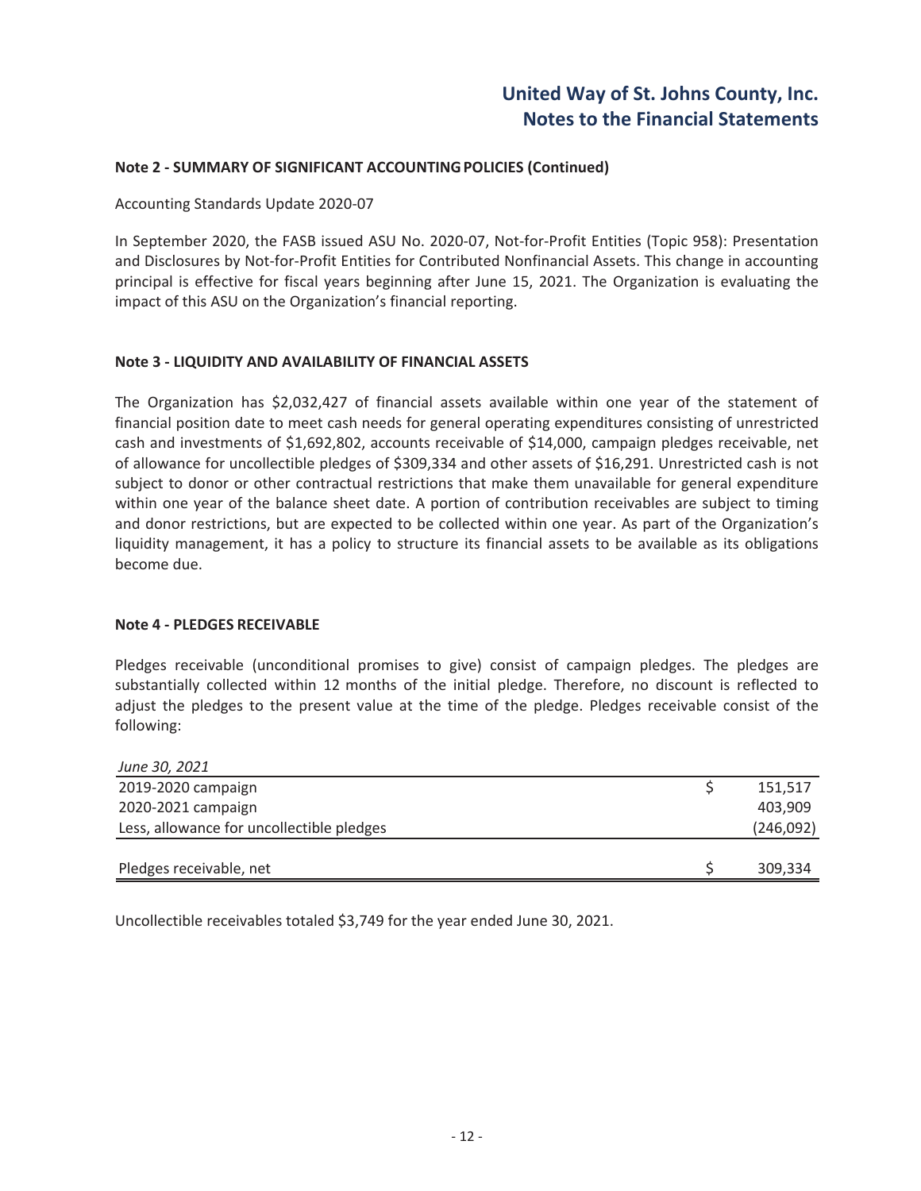## Note 2 - SUMMARY OF SIGNIFICANT ACCOUNTING POLICIES (Continued)

Accounting Standards Update 2020-07

In September 2020, the FASB issued ASU No. 2020-07, Not-for-Profit Entities (Topic 958): Presentation and Disclosures by Not-for-Profit Entities for Contributed Nonfinancial Assets. This change in accounting principal is effective for fiscal years beginning after June 15, 2021. The Organization is evaluating the impact of this ASU on the Organization's financial reporting.

## Note 3 - LIQUIDITY AND AVAILABILITY OF FINANCIAL ASSETS

The Organization has $2,032,427 of financial assets available within one year of the statement of financial position date to meet cash needs for general operating expenditures consisting of unrestricted cash and investments of $1,692,802, accounts receivable of $14,000, campaign pledges receivable, net of allowance for uncollectible pledges of $309,334 and other assets of $16,291. Unrestricted cash is not subject to donor or other contractual restrictions that make them unavailable for general expenditure within one year of the balance sheet date. A portion of contribution receivables are subject to timing and donor restrictions, but are expected to be collected within one year. As part of the Organization's liquidity management, it has a policy to structure its financial assets to be available as its obligations become due.

## Note 4 - PLEDGES RECEIVABLE

Pledges receivable (unconditional promises to give) consist of campaign pledges. The pledges are substantially collected within 12 months of the initial pledge. Therefore, no discount is reflected to adjust the pledges to the present value at the time of the pledge. Pledges receivable consist of the following:

| *June 30, 2021* | | |
|---|---|---|
| 2019-2020 campaign | $ | 151,517 |
| 2020-2021 campaign | | 403,909 |
| Less, allowance for uncollectible pledges | | (246,092) |
| Pledges receivable, net | $ | 309,334 |

Uncollectible receivables totaled $3,749 for the year ended June 30, 2021.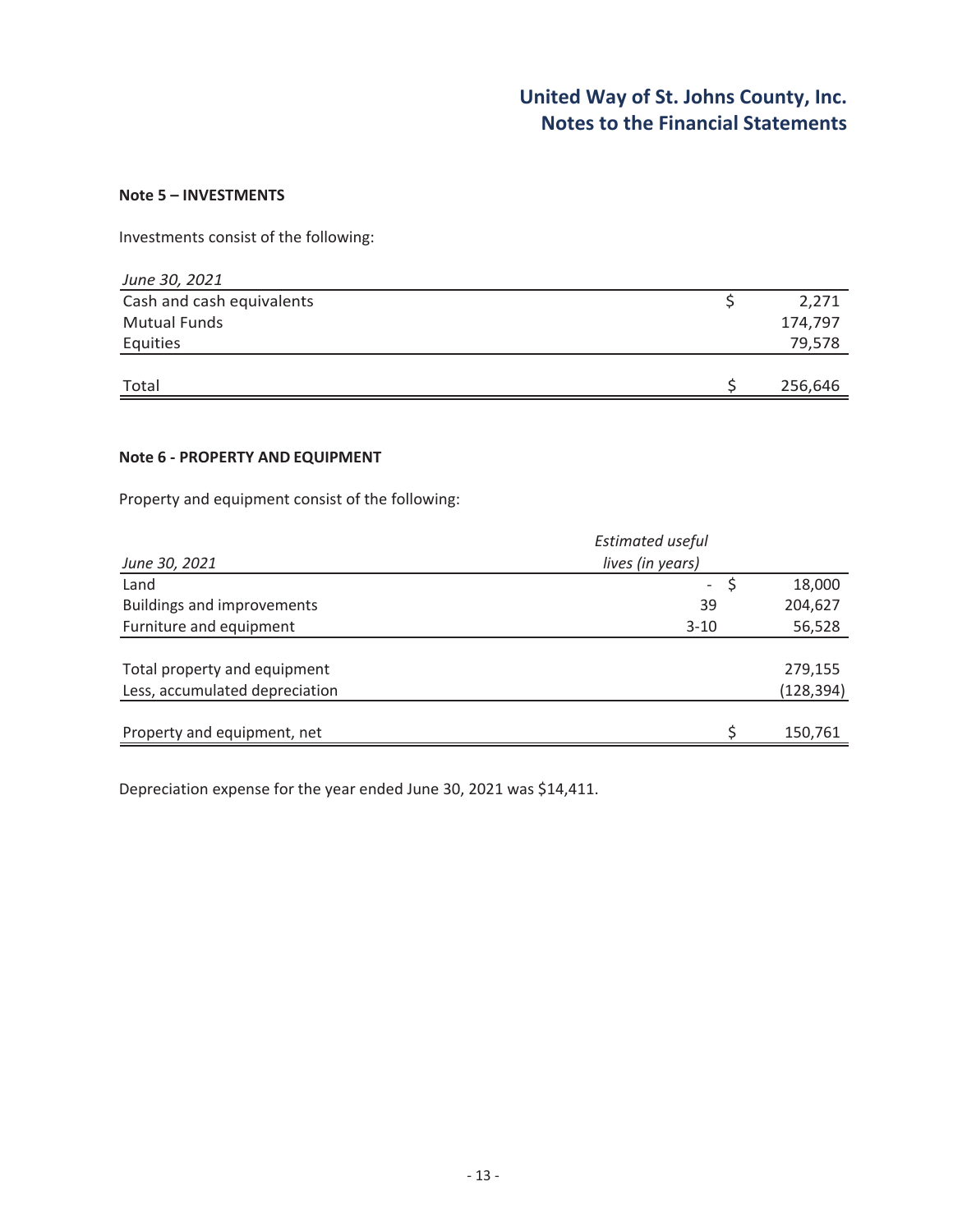### Note 5 – INVESTMENTS

Investments consist of the following:

| *June 30, 2021* | |
|---|---|
| Cash and cash equivalents | $ 2,271 |
| Mutual Funds | 174,797 |
| Equities | 79,578 |
| Total | $ 256,646 |

### Note 6 - PROPERTY AND EQUIPMENT

Property and equipment consist of the following:

| *June 30, 2021* | *Estimated useful lives (in years)* | |
|---|---|---|
| Land | - | $ 18,000 |
| Buildings and improvements | 39 | 204,627 |
| Furniture and equipment | 3-10 | 56,528 |
| Total property and equipment | | 279,155 |
| Less, accumulated depreciation | | (128,394) |
| Property and equipment, net | | $ 150,761 |

Depreciation expense for the year ended June 30, 2021 was $14,411.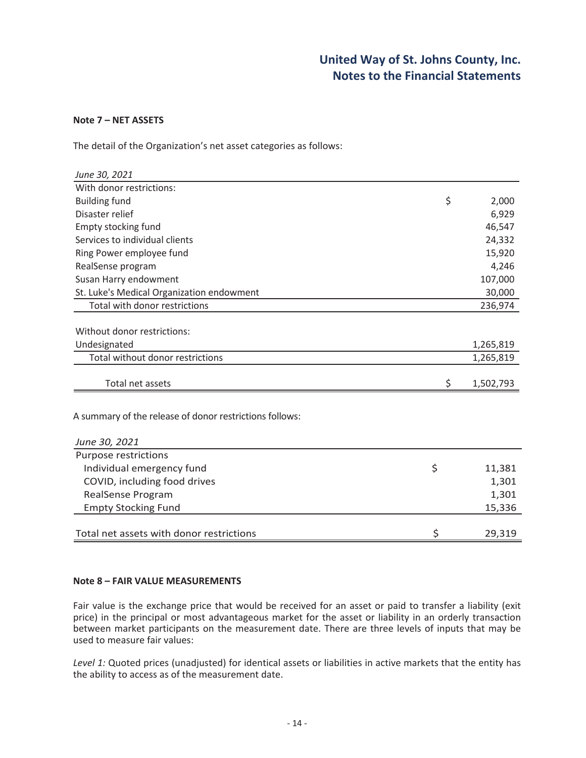**Note 7 – NET ASSETS**

The detail of the Organization's net asset categories as follows:

| *June 30, 2021* | |
|---|---|
| With donor restrictions: | |
| Building fund | $ 2,000 |
| Disaster relief | 6,929 |
| Empty stocking fund | 46,547 |
| Services to individual clients | 24,332 |
| Ring Power employee fund | 15,920 |
| RealSense program | 4,246 |
| Susan Harry endowment | 107,000 |
| St. Luke's Medical Organization endowment | 30,000 |
| Total with donor restrictions | 236,974 |
| | |
| Without donor restrictions: | |
| Undesignated | 1,265,819 |
| Total without donor restrictions | 1,265,819 |
| | |
| Total net assets | $ 1,502,793 |

A summary of the release of donor restrictions follows:

| *June 30, 2021* | |
|---|---|
| Purpose restrictions | |
| Individual emergency fund | $ 11,381 |
| COVID, including food drives | 1,301 |
| RealSense Program | 1,301 |
| Empty Stocking Fund | 15,336 |
| | |
| Total net assets with donor restrictions | $ 29,319 |

**Note 8 – FAIR VALUE MEASUREMENTS**

Fair value is the exchange price that would be received for an asset or paid to transfer a liability (exit price) in the principal or most advantageous market for the asset or liability in an orderly transaction between market participants on the measurement date. There are three levels of inputs that may be used to measure fair values:

*Level 1:* Quoted prices (unadjusted) for identical assets or liabilities in active markets that the entity has the ability to access as of the measurement date.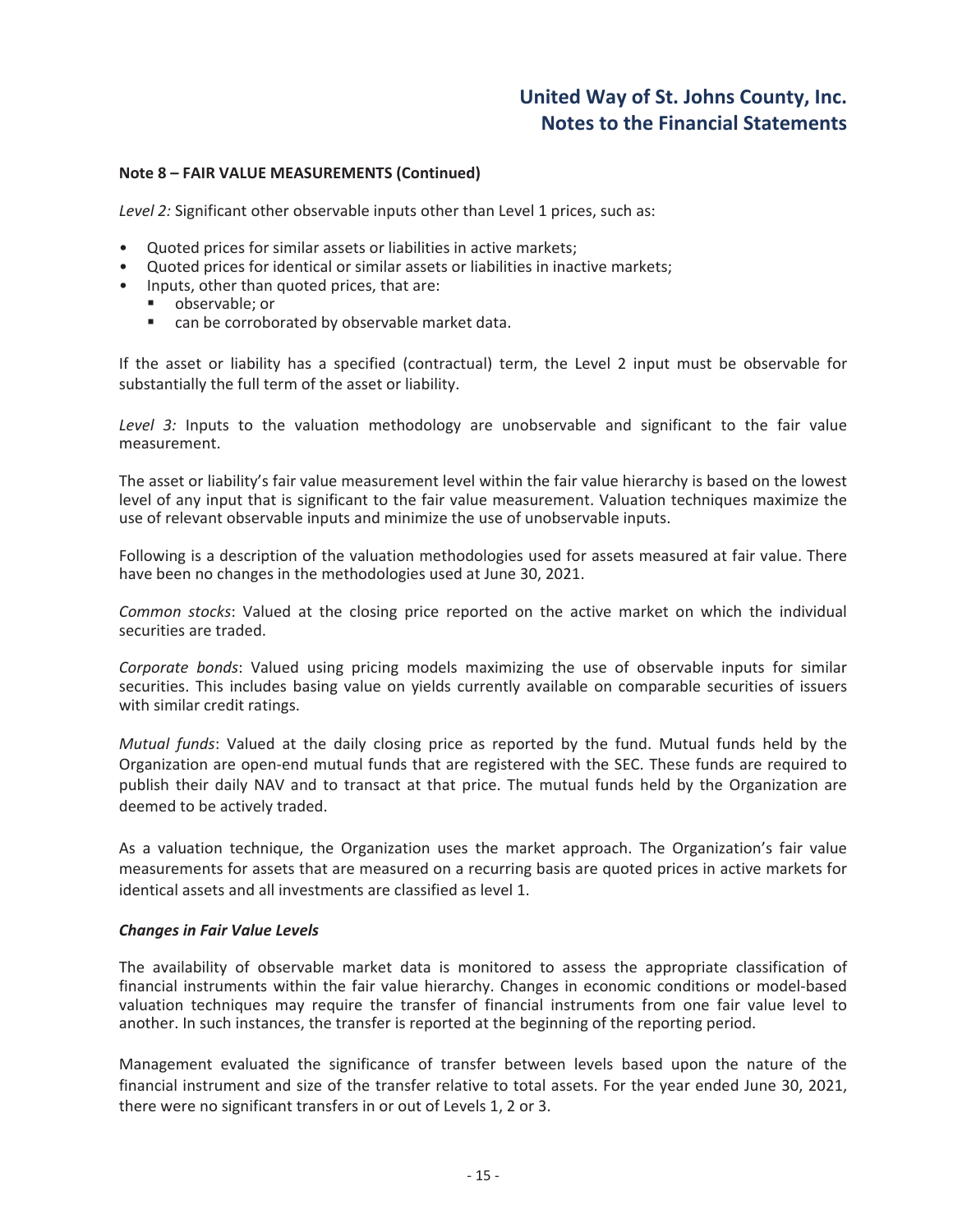**Note 8 – FAIR VALUE MEASUREMENTS (Continued)**

*Level 2:* Significant other observable inputs other than Level 1 prices, such as:

- Quoted prices for similar assets or liabilities in active markets;
- Quoted prices for identical or similar assets or liabilities in inactive markets;
- Inputs, other than quoted prices, that are:
  - observable; or
  - can be corroborated by observable market data.

If the asset or liability has a specified (contractual) term, the Level 2 input must be observable for substantially the full term of the asset or liability.

*Level 3:* Inputs to the valuation methodology are unobservable and significant to the fair value measurement.

The asset or liability's fair value measurement level within the fair value hierarchy is based on the lowest level of any input that is significant to the fair value measurement. Valuation techniques maximize the use of relevant observable inputs and minimize the use of unobservable inputs.

Following is a description of the valuation methodologies used for assets measured at fair value. There have been no changes in the methodologies used at June 30, 2021.

*Common stocks*: Valued at the closing price reported on the active market on which the individual securities are traded.

*Corporate bonds*: Valued using pricing models maximizing the use of observable inputs for similar securities. This includes basing value on yields currently available on comparable securities of issuers with similar credit ratings.

*Mutual funds*: Valued at the daily closing price as reported by the fund. Mutual funds held by the Organization are open-end mutual funds that are registered with the SEC. These funds are required to publish their daily NAV and to transact at that price. The mutual funds held by the Organization are deemed to be actively traded.

As a valuation technique, the Organization uses the market approach. The Organization's fair value measurements for assets that are measured on a recurring basis are quoted prices in active markets for identical assets and all investments are classified as level 1.

***Changes in Fair Value Levels***

The availability of observable market data is monitored to assess the appropriate classification of financial instruments within the fair value hierarchy. Changes in economic conditions or model-based valuation techniques may require the transfer of financial instruments from one fair value level to another. In such instances, the transfer is reported at the beginning of the reporting period.

Management evaluated the significance of transfer between levels based upon the nature of the financial instrument and size of the transfer relative to total assets. For the year ended June 30, 2021, there were no significant transfers in or out of Levels 1, 2 or 3.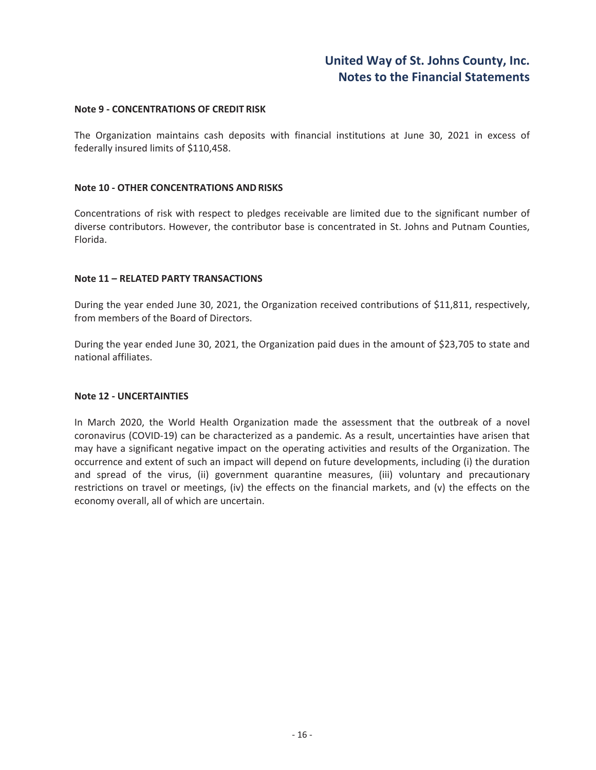**Note 9 - CONCENTRATIONS OF CREDIT RISK**

The Organization maintains cash deposits with financial institutions at June 30, 2021 in excess of federally insured limits of $110,458.

**Note 10 - OTHER CONCENTRATIONS AND RISKS**

Concentrations of risk with respect to pledges receivable are limited due to the significant number of diverse contributors. However, the contributor base is concentrated in St. Johns and Putnam Counties, Florida.

**Note 11 – RELATED PARTY TRANSACTIONS**

During the year ended June 30, 2021, the Organization received contributions of $11,811, respectively, from members of the Board of Directors.

During the year ended June 30, 2021, the Organization paid dues in the amount of $23,705 to state and national affiliates.

**Note 12 - UNCERTAINTIES**

In March 2020, the World Health Organization made the assessment that the outbreak of a novel coronavirus (COVID-19) can be characterized as a pandemic. As a result, uncertainties have arisen that may have a significant negative impact on the operating activities and results of the Organization. The occurrence and extent of such an impact will depend on future developments, including (i) the duration and spread of the virus, (ii) government quarantine measures, (iii) voluntary and precautionary restrictions on travel or meetings, (iv) the effects on the financial markets, and (v) the effects on the economy overall, all of which are uncertain.